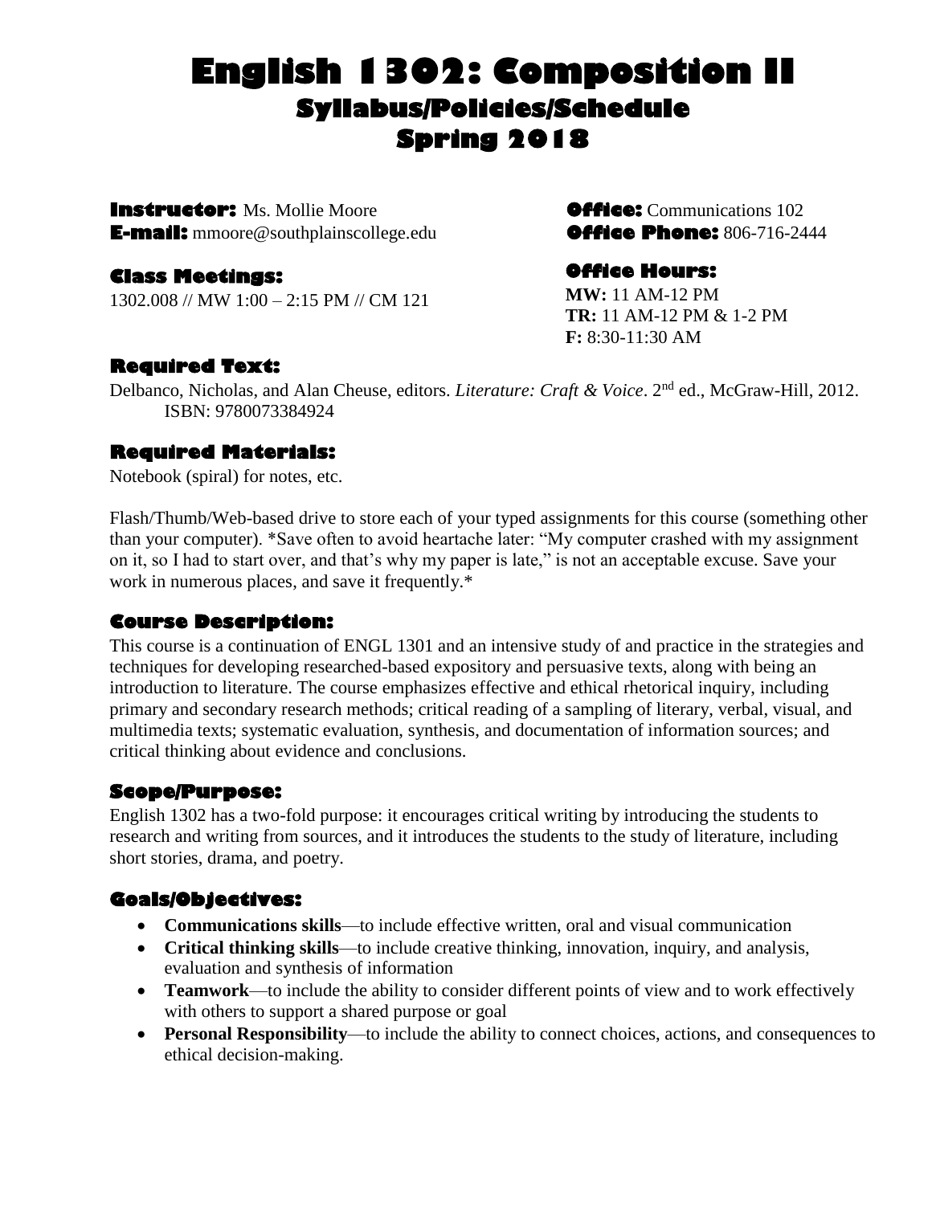# English 1302: Composition II
## Syllabus/Policies/Schedule
## Spring 2018

**Instructor:** Ms. Mollie Moore
**E-mail:** mmoore@southplainscollege.edu

**Office:** Communications 102
**Office Phone:** 806-716-2444

### Class Meetings:
1302.008 // MW 1:00 – 2:15 PM // CM 121

### Office Hours:
**MW:** 11 AM-12 PM
**TR:** 11 AM-12 PM & 1-2 PM
**F:** 8:30-11:30 AM

### Required Text:
Delbanco, Nicholas, and Alan Cheuse, editors. *Literature: Craft & Voice*. 2nd ed., McGraw-Hill, 2012. ISBN: 9780073384924

### Required Materials:
Notebook (spiral) for notes, etc.

Flash/Thumb/Web-based drive to store each of your typed assignments for this course (something other than your computer). *Save often to avoid heartache later: "My computer crashed with my assignment on it, so I had to start over, and that's why my paper is late," is not an acceptable excuse. Save your work in numerous places, and save it frequently.*

### Course Description:
This course is a continuation of ENGL 1301 and an intensive study of and practice in the strategies and techniques for developing researched-based expository and persuasive texts, along with being an introduction to literature. The course emphasizes effective and ethical rhetorical inquiry, including primary and secondary research methods; critical reading of a sampling of literary, verbal, visual, and multimedia texts; systematic evaluation, synthesis, and documentation of information sources; and critical thinking about evidence and conclusions.

### Scope/Purpose:
English 1302 has a two-fold purpose: it encourages critical writing by introducing the students to research and writing from sources, and it introduces the students to the study of literature, including short stories, drama, and poetry.

### Goals/Objectives:
- **Communications skills**—to include effective written, oral and visual communication
- **Critical thinking skills**—to include creative thinking, innovation, inquiry, and analysis, evaluation and synthesis of information
- **Teamwork**—to include the ability to consider different points of view and to work effectively with others to support a shared purpose or goal
- **Personal Responsibility**—to include the ability to connect choices, actions, and consequences to ethical decision-making.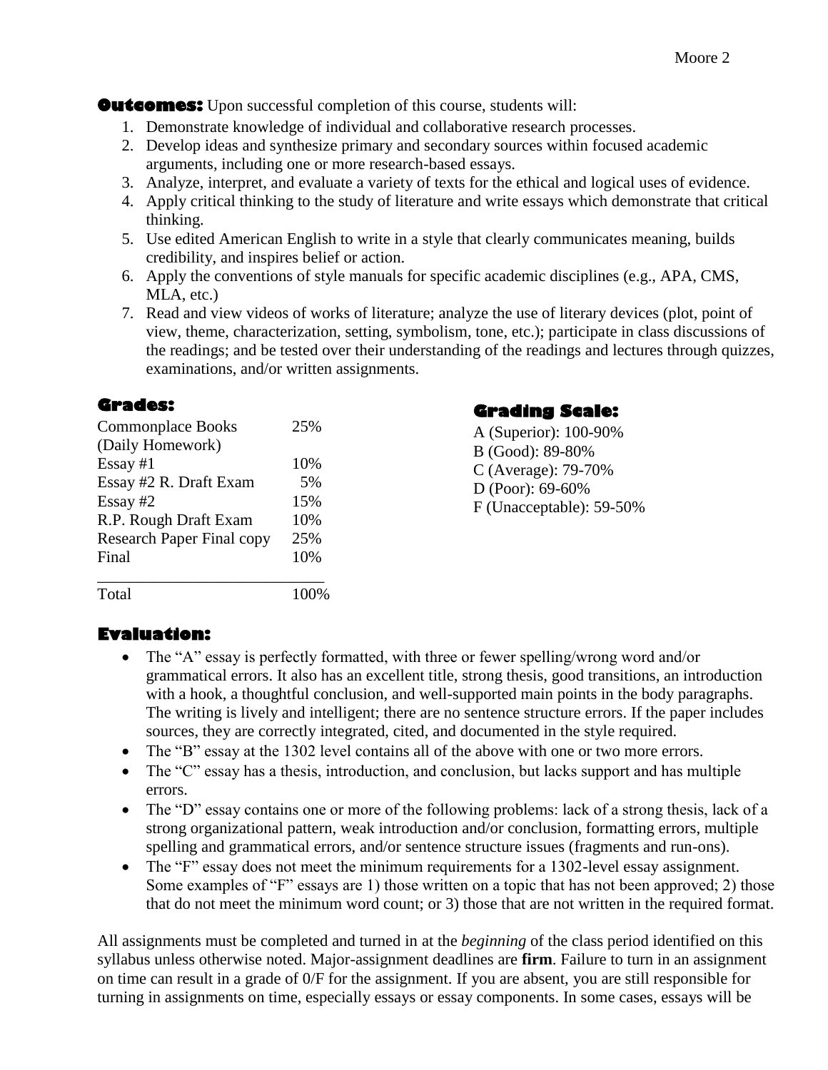**Outcomes:** Upon successful completion of this course, students will:

1. Demonstrate knowledge of individual and collaborative research processes.
2. Develop ideas and synthesize primary and secondary sources within focused academic arguments, including one or more research-based essays.
3. Analyze, interpret, and evaluate a variety of texts for the ethical and logical uses of evidence.
4. Apply critical thinking to the study of literature and write essays which demonstrate that critical thinking.
5. Use edited American English to write in a style that clearly communicates meaning, builds credibility, and inspires belief or action.
6. Apply the conventions of style manuals for specific academic disciplines (e.g., APA, CMS, MLA, etc.)
7. Read and view videos of works of literature; analyze the use of literary devices (plot, point of view, theme, characterization, setting, symbolism, tone, etc.); participate in class discussions of the readings; and be tested over their understanding of the readings and lectures through quizzes, examinations, and/or written assignments.

## Grades:

| Assignment | Weight |
|---|---|
| Commonplace Books (Daily Homework) | 25% |
| Essay #1 | 10% |
| Essay #2 R. Draft Exam | 5% |
| Essay #2 | 15% |
| R.P. Rough Draft Exam | 10% |
| Research Paper Final copy | 25% |
| Final | 10% |
| Total | 100% |

## Grading Scale:

A (Superior): 100-90%
B (Good): 89-80%
C (Average): 79-70%
D (Poor): 69-60%
F (Unacceptable): 59-50%

## Evaluation:

- The "A" essay is perfectly formatted, with three or fewer spelling/wrong word and/or grammatical errors. It also has an excellent title, strong thesis, good transitions, an introduction with a hook, a thoughtful conclusion, and well-supported main points in the body paragraphs. The writing is lively and intelligent; there are no sentence structure errors. If the paper includes sources, they are correctly integrated, cited, and documented in the style required.
- The "B" essay at the 1302 level contains all of the above with one or two more errors.
- The "C" essay has a thesis, introduction, and conclusion, but lacks support and has multiple errors.
- The "D" essay contains one or more of the following problems: lack of a strong thesis, lack of a strong organizational pattern, weak introduction and/or conclusion, formatting errors, multiple spelling and grammatical errors, and/or sentence structure issues (fragments and run-ons).
- The "F" essay does not meet the minimum requirements for a 1302-level essay assignment. Some examples of "F" essays are 1) those written on a topic that has not been approved; 2) those that do not meet the minimum word count; or 3) those that are not written in the required format.

All assignments must be completed and turned in at the *beginning* of the class period identified on this syllabus unless otherwise noted. Major-assignment deadlines are **firm**. Failure to turn in an assignment on time can result in a grade of 0/F for the assignment. If you are absent, you are still responsible for turning in assignments on time, especially essays or essay components. In some cases, essays will be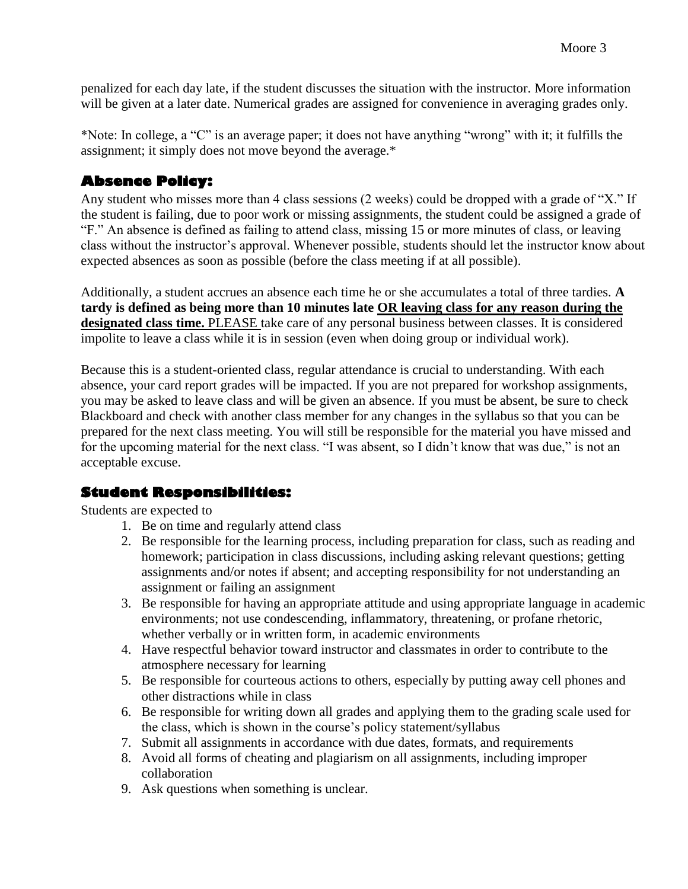penalized for each day late, if the student discusses the situation with the instructor. More information will be given at a later date. Numerical grades are assigned for convenience in averaging grades only.

*Note: In college, a "C" is an average paper; it does not have anything "wrong" with it; it fulfills the assignment; it simply does not move beyond the average.*

## Absence Policy:

Any student who misses more than 4 class sessions (2 weeks) could be dropped with a grade of "X." If the student is failing, due to poor work or missing assignments, the student could be assigned a grade of "F." An absence is defined as failing to attend class, missing 15 or more minutes of class, or leaving class without the instructor's approval. Whenever possible, students should let the instructor know about expected absences as soon as possible (before the class meeting if at all possible).

Additionally, a student accrues an absence each time he or she accumulates a total of three tardies. **A tardy is defined as being more than 10 minutes late <u>OR leaving class for any reason during the designated class time.</u>** <u>PLEASE</u> take care of any personal business between classes. It is considered impolite to leave a class while it is in session (even when doing group or individual work).

Because this is a student-oriented class, regular attendance is crucial to understanding. With each absence, your card report grades will be impacted. If you are not prepared for workshop assignments, you may be asked to leave class and will be given an absence. If you must be absent, be sure to check Blackboard and check with another class member for any changes in the syllabus so that you can be prepared for the next class meeting. You will still be responsible for the material you have missed and for the upcoming material for the next class. "I was absent, so I didn't know that was due," is not an acceptable excuse.

## Student Responsibilities:

Students are expected to

1. Be on time and regularly attend class
2. Be responsible for the learning process, including preparation for class, such as reading and homework; participation in class discussions, including asking relevant questions; getting assignments and/or notes if absent; and accepting responsibility for not understanding an assignment or failing an assignment
3. Be responsible for having an appropriate attitude and using appropriate language in academic environments; not use condescending, inflammatory, threatening, or profane rhetoric, whether verbally or in written form, in academic environments
4. Have respectful behavior toward instructor and classmates in order to contribute to the atmosphere necessary for learning
5. Be responsible for courteous actions to others, especially by putting away cell phones and other distractions while in class
6. Be responsible for writing down all grades and applying them to the grading scale used for the class, which is shown in the course's policy statement/syllabus
7. Submit all assignments in accordance with due dates, formats, and requirements
8. Avoid all forms of cheating and plagiarism on all assignments, including improper collaboration
9. Ask questions when something is unclear.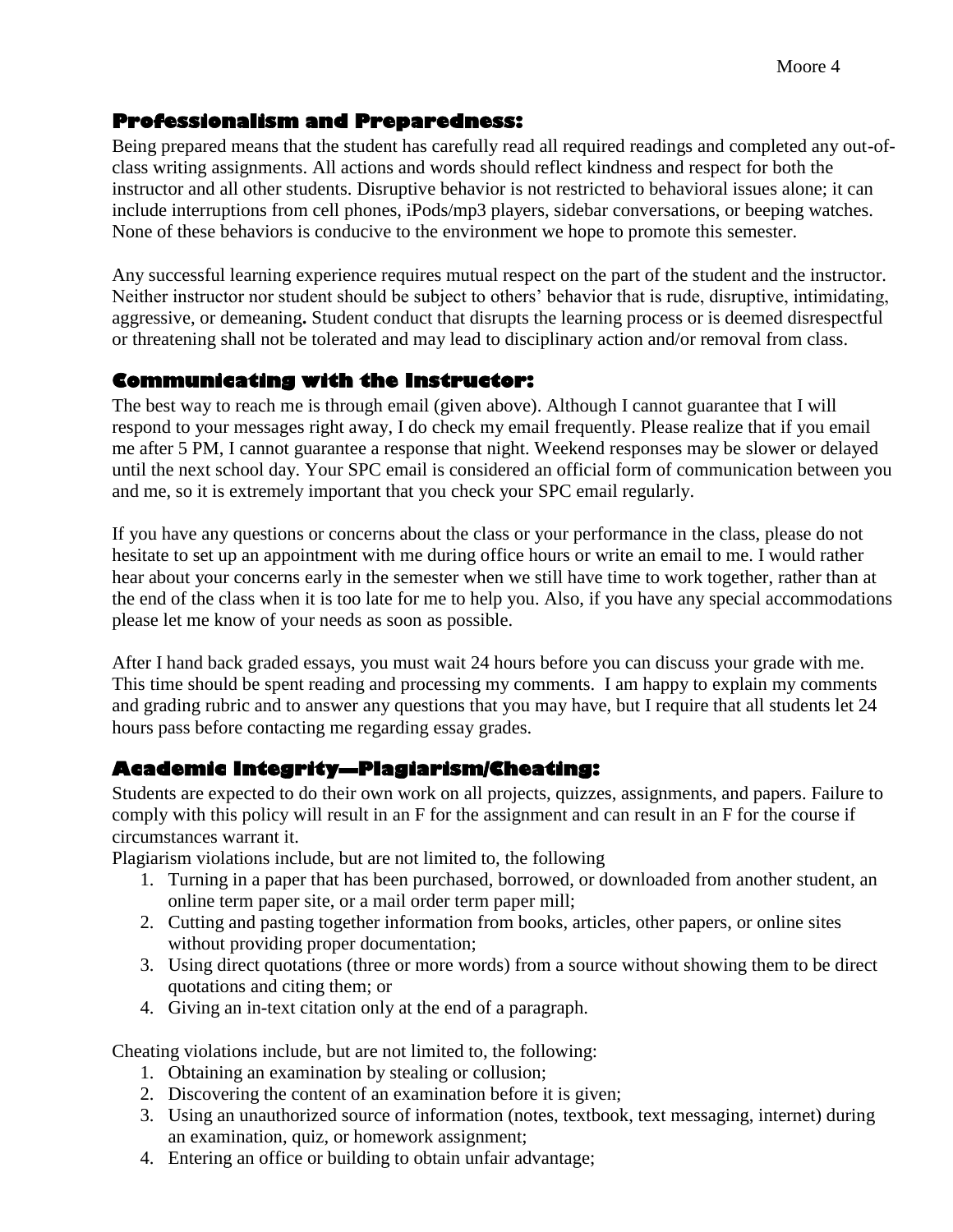## Professionalism and Preparedness:

Being prepared means that the student has carefully read all required readings and completed any out-of-class writing assignments. All actions and words should reflect kindness and respect for both the instructor and all other students. Disruptive behavior is not restricted to behavioral issues alone; it can include interruptions from cell phones, iPods/mp3 players, sidebar conversations, or beeping watches. None of these behaviors is conducive to the environment we hope to promote this semester.

Any successful learning experience requires mutual respect on the part of the student and the instructor. Neither instructor nor student should be subject to others' behavior that is rude, disruptive, intimidating, aggressive, or demeaning**.** Student conduct that disrupts the learning process or is deemed disrespectful or threatening shall not be tolerated and may lead to disciplinary action and/or removal from class.

## Communicating with the Instructor:

The best way to reach me is through email (given above). Although I cannot guarantee that I will respond to your messages right away, I do check my email frequently. Please realize that if you email me after 5 PM, I cannot guarantee a response that night. Weekend responses may be slower or delayed until the next school day. Your SPC email is considered an official form of communication between you and me, so it is extremely important that you check your SPC email regularly.

If you have any questions or concerns about the class or your performance in the class, please do not hesitate to set up an appointment with me during office hours or write an email to me. I would rather hear about your concerns early in the semester when we still have time to work together, rather than at the end of the class when it is too late for me to help you. Also, if you have any special accommodations please let me know of your needs as soon as possible.

After I hand back graded essays, you must wait 24 hours before you can discuss your grade with me. This time should be spent reading and processing my comments. I am happy to explain my comments and grading rubric and to answer any questions that you may have, but I require that all students let 24 hours pass before contacting me regarding essay grades.

## Academic Integrity—Plagiarism/Cheating:

Students are expected to do their own work on all projects, quizzes, assignments, and papers. Failure to comply with this policy will result in an F for the assignment and can result in an F for the course if circumstances warrant it.

Plagiarism violations include, but are not limited to, the following

1. Turning in a paper that has been purchased, borrowed, or downloaded from another student, an online term paper site, or a mail order term paper mill;
2. Cutting and pasting together information from books, articles, other papers, or online sites without providing proper documentation;
3. Using direct quotations (three or more words) from a source without showing them to be direct quotations and citing them; or
4. Giving an in-text citation only at the end of a paragraph.

Cheating violations include, but are not limited to, the following:

1. Obtaining an examination by stealing or collusion;
2. Discovering the content of an examination before it is given;
3. Using an unauthorized source of information (notes, textbook, text messaging, internet) during an examination, quiz, or homework assignment;
4. Entering an office or building to obtain unfair advantage;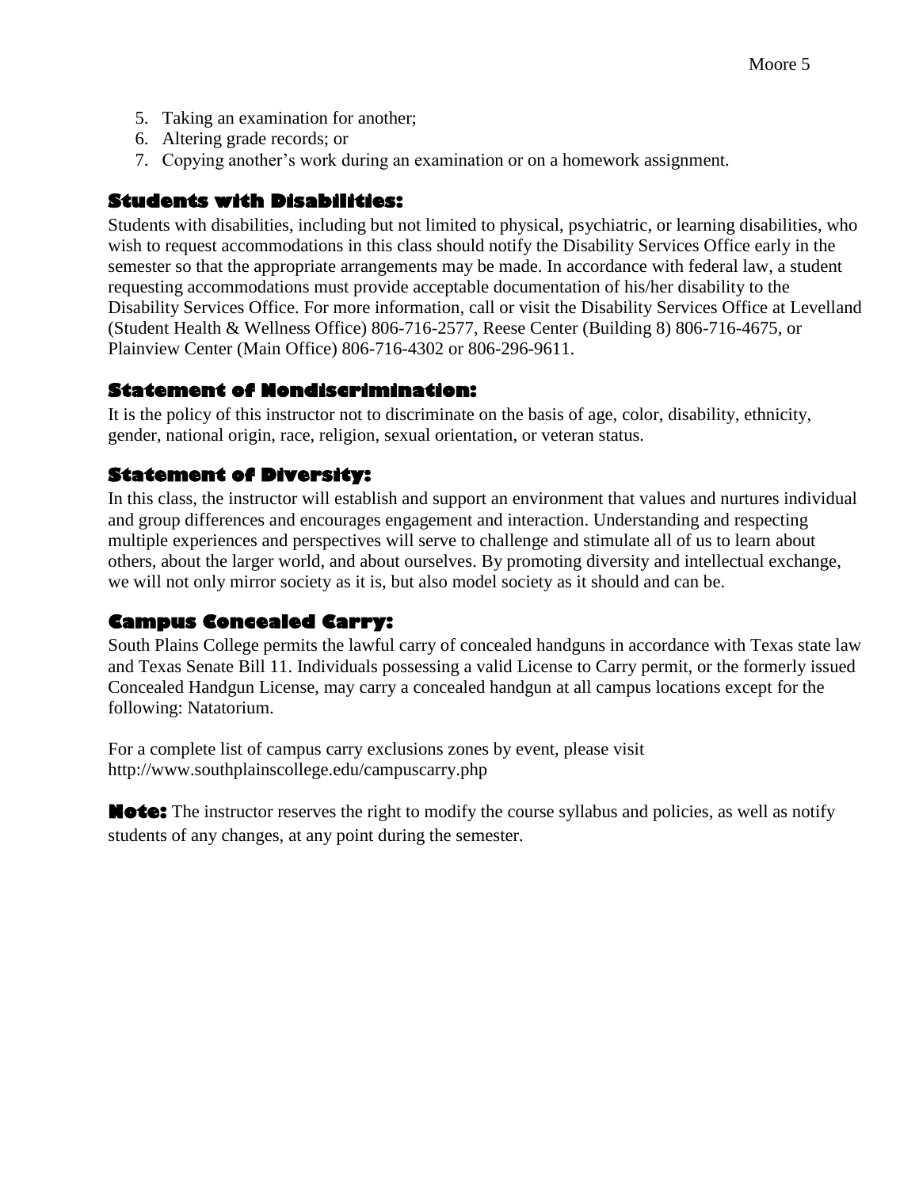5. Taking an examination for another;
6. Altering grade records; or
7. Copying another's work during an examination or on a homework assignment.

## Students with Disabilities:

Students with disabilities, including but not limited to physical, psychiatric, or learning disabilities, who wish to request accommodations in this class should notify the Disability Services Office early in the semester so that the appropriate arrangements may be made. In accordance with federal law, a student requesting accommodations must provide acceptable documentation of his/her disability to the Disability Services Office. For more information, call or visit the Disability Services Office at Levelland (Student Health & Wellness Office) 806-716-2577, Reese Center (Building 8) 806-716-4675, or Plainview Center (Main Office) 806-716-4302 or 806-296-9611.

## Statement of Nondiscrimination:

It is the policy of this instructor not to discriminate on the basis of age, color, disability, ethnicity, gender, national origin, race, religion, sexual orientation, or veteran status.

## Statement of Diversity:

In this class, the instructor will establish and support an environment that values and nurtures individual and group differences and encourages engagement and interaction. Understanding and respecting multiple experiences and perspectives will serve to challenge and stimulate all of us to learn about others, about the larger world, and about ourselves. By promoting diversity and intellectual exchange, we will not only mirror society as it is, but also model society as it should and can be.

## Campus Concealed Carry:

South Plains College permits the lawful carry of concealed handguns in accordance with Texas state law and Texas Senate Bill 11. Individuals possessing a valid License to Carry permit, or the formerly issued Concealed Handgun License, may carry a concealed handgun at all campus locations except for the following: Natatorium.

For a complete list of campus carry exclusions zones by event, please visit http://www.southplainscollege.edu/campuscarry.php

**Note:** The instructor reserves the right to modify the course syllabus and policies, as well as notify students of any changes, at any point during the semester.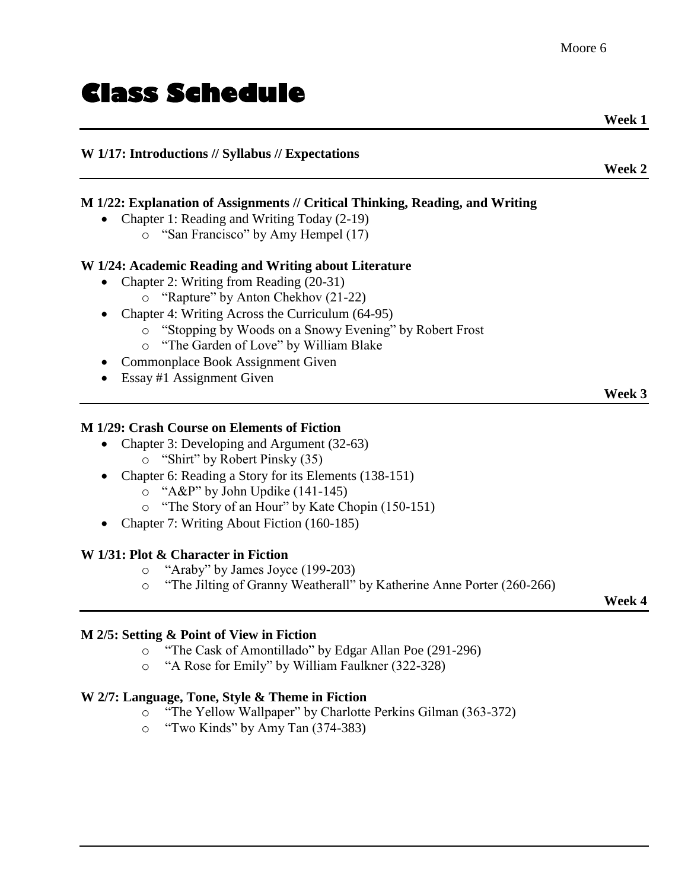# Class Schedule

**Week 1**

---

**W 1/17: Introductions // Syllabus // Expectations**

**Week 2**

---

**M 1/22: Explanation of Assignments // Critical Thinking, Reading, and Writing**

- Chapter 1: Reading and Writing Today (2-19)
  - "San Francisco" by Amy Hempel (17)

**W 1/24: Academic Reading and Writing about Literature**

- Chapter 2: Writing from Reading (20-31)
  - "Rapture" by Anton Chekhov (21-22)
- Chapter 4: Writing Across the Curriculum (64-95)
  - "Stopping by Woods on a Snowy Evening" by Robert Frost
  - "The Garden of Love" by William Blake
- Commonplace Book Assignment Given
- Essay #1 Assignment Given

**Week 3**

---

**M 1/29: Crash Course on Elements of Fiction**

- Chapter 3: Developing and Argument (32-63)
  - "Shirt" by Robert Pinsky (35)
- Chapter 6: Reading a Story for its Elements (138-151)
  - "A&P" by John Updike (141-145)
  - "The Story of an Hour" by Kate Chopin (150-151)
- Chapter 7: Writing About Fiction (160-185)

**W 1/31: Plot & Character in Fiction**

- "Araby" by James Joyce (199-203)
- "The Jilting of Granny Weatherall" by Katherine Anne Porter (260-266)

**Week 4**

---

**M 2/5: Setting & Point of View in Fiction**

- "The Cask of Amontillado" by Edgar Allan Poe (291-296)
- "A Rose for Emily" by William Faulkner (322-328)

**W 2/7: Language, Tone, Style & Theme in Fiction**

- "The Yellow Wallpaper" by Charlotte Perkins Gilman (363-372)
- "Two Kinds" by Amy Tan (374-383)

---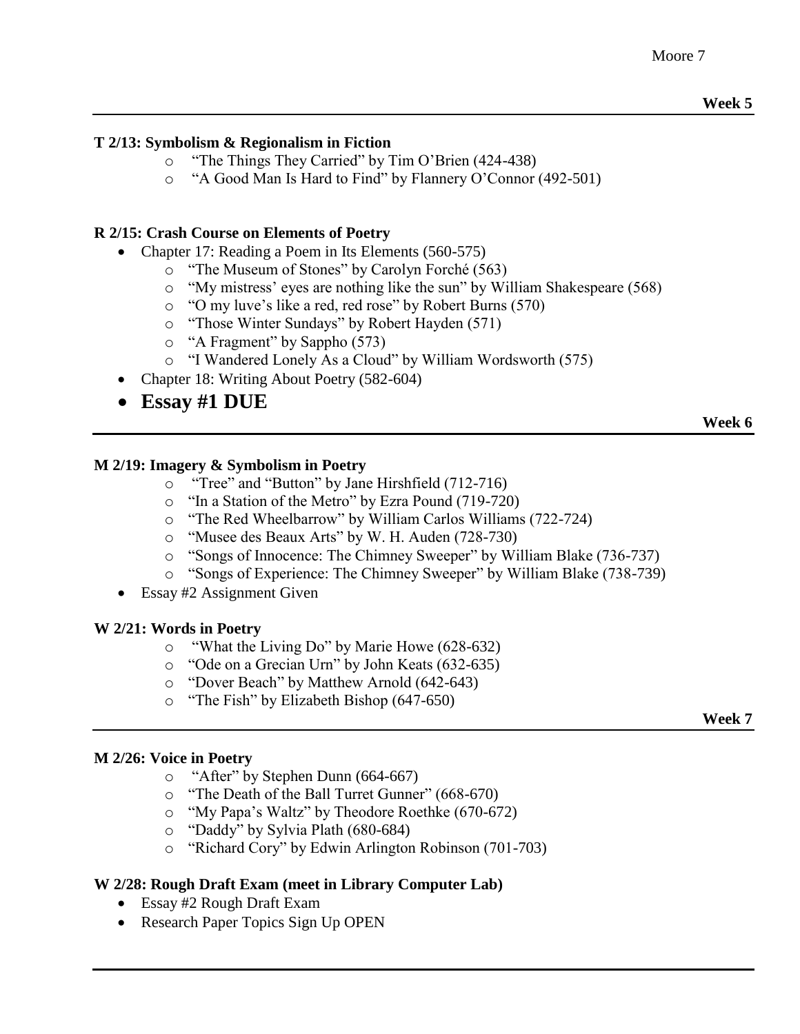**Week 5**

---

**T 2/13: Symbolism & Regionalism in Fiction**

- "The Things They Carried" by Tim O'Brien (424-438)
- "A Good Man Is Hard to Find" by Flannery O'Connor (492-501)

**R 2/15: Crash Course on Elements of Poetry**

- Chapter 17: Reading a Poem in Its Elements (560-575)
  - "The Museum of Stones" by Carolyn Forché (563)
  - "My mistress' eyes are nothing like the sun" by William Shakespeare (568)
  - "O my luve's like a red, red rose" by Robert Burns (570)
  - "Those Winter Sundays" by Robert Hayden (571)
  - "A Fragment" by Sappho (573)
  - "I Wandered Lonely As a Cloud" by William Wordsworth (575)
- Chapter 18: Writing About Poetry (582-604)
- **Essay #1 DUE**

**Week 6**

---

**M 2/19: Imagery & Symbolism in Poetry**

- "Tree" and "Button" by Jane Hirshfield (712-716)
- "In a Station of the Metro" by Ezra Pound (719-720)
- "The Red Wheelbarrow" by William Carlos Williams (722-724)
- "Musee des Beaux Arts" by W. H. Auden (728-730)
- "Songs of Innocence: The Chimney Sweeper" by William Blake (736-737)
- "Songs of Experience: The Chimney Sweeper" by William Blake (738-739)
- Essay #2 Assignment Given

**W 2/21: Words in Poetry**

- "What the Living Do" by Marie Howe (628-632)
- "Ode on a Grecian Urn" by John Keats (632-635)
- "Dover Beach" by Matthew Arnold (642-643)
- "The Fish" by Elizabeth Bishop (647-650)

**Week 7**

---

**M 2/26: Voice in Poetry**

- "After" by Stephen Dunn (664-667)
- "The Death of the Ball Turret Gunner" (668-670)
- "My Papa's Waltz" by Theodore Roethke (670-672)
- "Daddy" by Sylvia Plath (680-684)
- "Richard Cory" by Edwin Arlington Robinson (701-703)

**W 2/28: Rough Draft Exam (meet in Library Computer Lab)**

- Essay #2 Rough Draft Exam
- Research Paper Topics Sign Up OPEN

---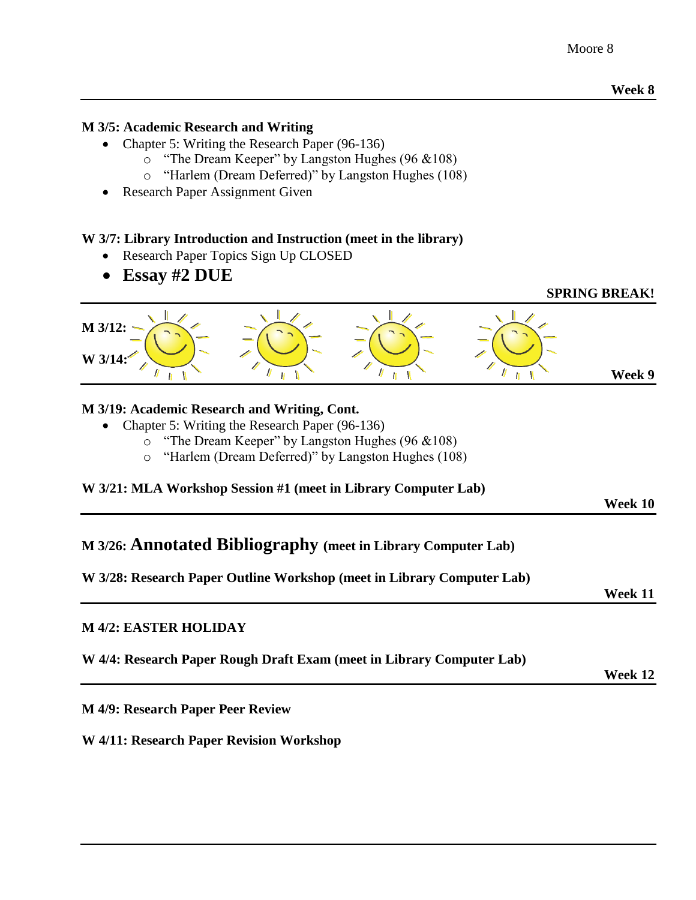**Week 8**

---

**M 3/5: Academic Research and Writing**

- Chapter 5: Writing the Research Paper (96-136)
    - "The Dream Keeper" by Langston Hughes (96 &108)
    - "Harlem (Dream Deferred)" by Langston Hughes (108)
- Research Paper Assignment Given

**W 3/7: Library Introduction and Instruction (meet in the library)**

- Research Paper Topics Sign Up CLOSED
- **Essay #2 DUE**

**SPRING BREAK!**

---

**M 3/12:**

**W 3/14:**

**Week 9**

---

**M 3/19: Academic Research and Writing, Cont.**

- Chapter 5: Writing the Research Paper (96-136)
    - "The Dream Keeper" by Langston Hughes (96 &108)
    - "Harlem (Dream Deferred)" by Langston Hughes (108)

**W 3/21: MLA Workshop Session #1 (meet in Library Computer Lab)**

**Week 10**

---

**M 3/26: Annotated Bibliography (meet in Library Computer Lab)**

**W 3/28: Research Paper Outline Workshop (meet in Library Computer Lab)**

**Week 11**

---

**M 4/2: EASTER HOLIDAY**

**W 4/4: Research Paper Rough Draft Exam (meet in Library Computer Lab)**

**Week 12**

---

**M 4/9: Research Paper Peer Review**

**W 4/11: Research Paper Revision Workshop**

---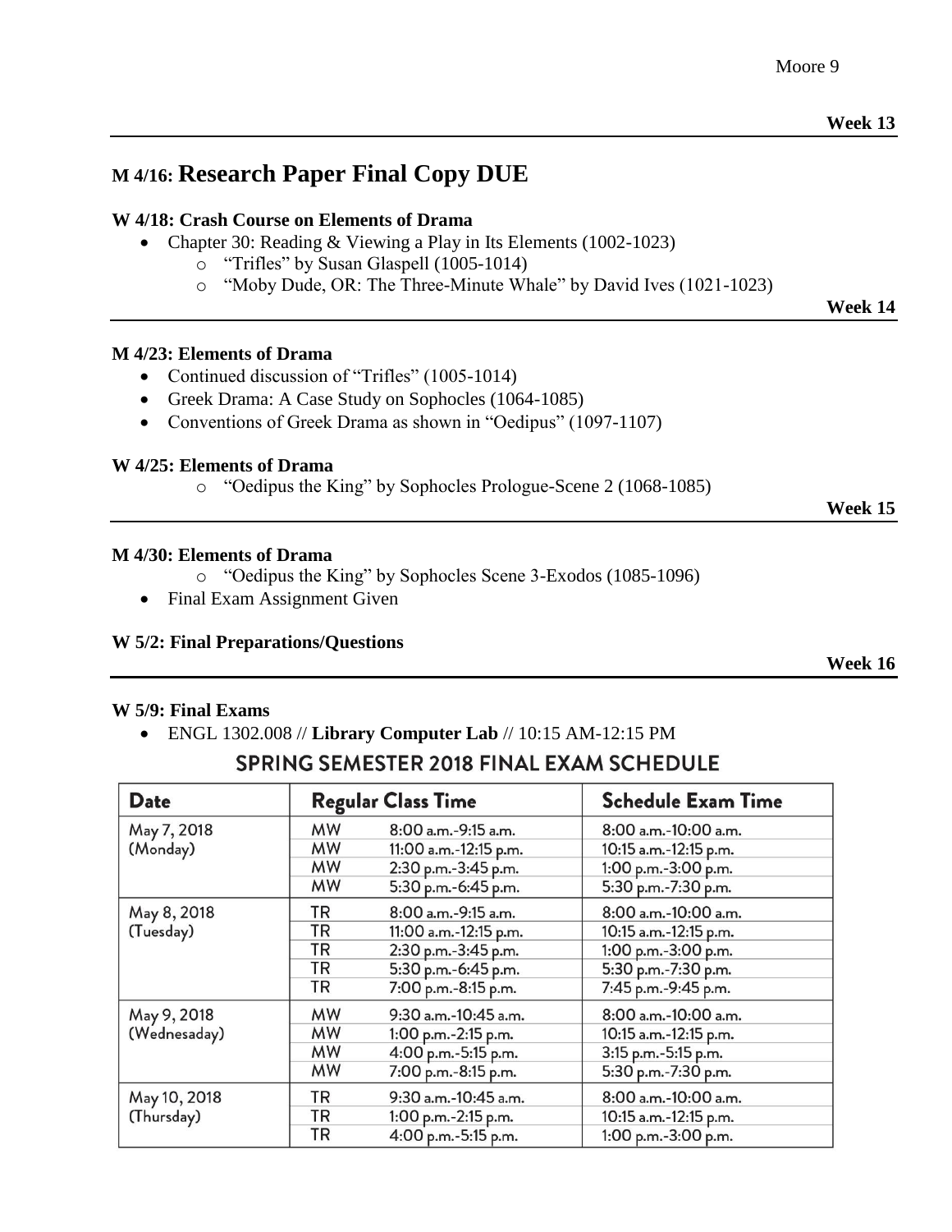**Week 13**

## M 4/16: Research Paper Final Copy DUE

**W 4/18: Crash Course on Elements of Drama**

- Chapter 30: Reading & Viewing a Play in Its Elements (1002-1023)
    - "Trifles" by Susan Glaspell (1005-1014)
    - "Moby Dude, OR: The Three-Minute Whale" by David Ives (1021-1023)

**Week 14**

**M 4/23: Elements of Drama**

- Continued discussion of "Trifles" (1005-1014)
- Greek Drama: A Case Study on Sophocles (1064-1085)
- Conventions of Greek Drama as shown in "Oedipus" (1097-1107)

**W 4/25: Elements of Drama**

- "Oedipus the King" by Sophocles Prologue-Scene 2 (1068-1085)

**Week 15**

**M 4/30: Elements of Drama**

- "Oedipus the King" by Sophocles Scene 3-Exodos (1085-1096)
- Final Exam Assignment Given

**W 5/2: Final Preparations/Questions**

**Week 16**

**W 5/9: Final Exams**

- ENGL 1302.008 // **Library Computer Lab** // 10:15 AM-12:15 PM

## SPRING SEMESTER 2018 FINAL EXAM SCHEDULE

| Date | Regular Class Time | | Schedule Exam Time |
|---|---|---|---|
| May 7, 2018 (Monday) | MW | 8:00 a.m.-9:15 a.m. | 8:00 a.m.-10:00 a.m. |
| | MW | 11:00 a.m.-12:15 p.m. | 10:15 a.m.-12:15 p.m. |
| | MW | 2:30 p.m.-3:45 p.m. | 1:00 p.m.-3:00 p.m. |
| | MW | 5:30 p.m.-6:45 p.m. | 5:30 p.m.-7:30 p.m. |
| May 8, 2018 (Tuesday) | TR | 8:00 a.m.-9:15 a.m. | 8:00 a.m.-10:00 a.m. |
| | TR | 11:00 a.m.-12:15 p.m. | 10:15 a.m.-12:15 p.m. |
| | TR | 2:30 p.m.-3:45 p.m. | 1:00 p.m.-3:00 p.m. |
| | TR | 5:30 p.m.-6:45 p.m. | 5:30 p.m.-7:30 p.m. |
| | TR | 7:00 p.m.-8:15 p.m. | 7:45 p.m.-9:45 p.m. |
| May 9, 2018 (Wednesaday) | MW | 9:30 a.m.-10:45 a.m. | 8:00 a.m.-10:00 a.m. |
| | MW | 1:00 p.m.-2:15 p.m. | 10:15 a.m.-12:15 p.m. |
| | MW | 4:00 p.m.-5:15 p.m. | 3:15 p.m.-5:15 p.m. |
| | MW | 7:00 p.m.-8:15 p.m. | 5:30 p.m.-7:30 p.m. |
| May 10, 2018 (Thursday) | TR | 9:30 a.m.-10:45 a.m. | 8:00 a.m.-10:00 a.m. |
| | TR | 1:00 p.m.-2:15 p.m. | 10:15 a.m.-12:15 p.m. |
| | TR | 4:00 p.m.-5:15 p.m. | 1:00 p.m.-3:00 p.m. |